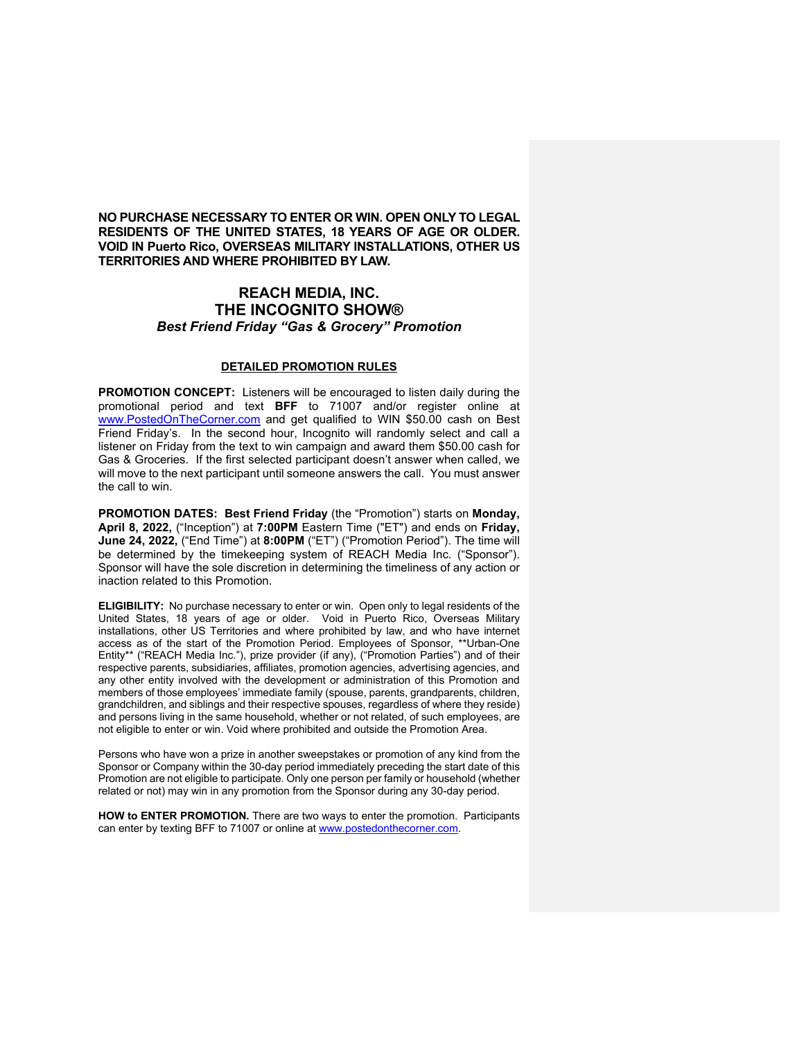**NO PURCHASE NECESSARY TO ENTER OR WIN. OPEN ONLY TO LEGAL RESIDENTS OF THE UNITED STATES, 18 YEARS OF AGE OR OLDER. VOID IN Puerto Rico, OVERSEAS MILITARY INSTALLATIONS, OTHER US TERRITORIES AND WHERE PROHIBITED BY LAW.**

# REACH MEDIA, INC.
# THE INCOGNITO SHOW®
## *Best Friend Friday "Gas & Grocery" Promotion*

**DETAILED PROMOTION RULES**

**PROMOTION CONCEPT:** Listeners will be encouraged to listen daily during the promotional period and text **BFF** to 71007 and/or register online at www.PostedOnTheCorner.com and get qualified to WIN $50.00 cash on Best Friend Friday's. In the second hour, Incognito will randomly select and call a listener on Friday from the text to win campaign and award them $50.00 cash for Gas & Groceries. If the first selected participant doesn't answer when called, we will move to the next participant until someone answers the call. You must answer the call to win.

**PROMOTION DATES: Best Friend Friday** (the "Promotion") starts on **Monday, April 8, 2022,** ("Inception") at **7:00PM** Eastern Time ("ET") and ends on **Friday, June 24, 2022,** ("End Time") at **8:00PM** ("ET") ("Promotion Period"). The time will be determined by the timekeeping system of REACH Media Inc. ("Sponsor"). Sponsor will have the sole discretion in determining the timeliness of any action or inaction related to this Promotion.

**ELIGIBILITY:** No purchase necessary to enter or win. Open only to legal residents of the United States, 18 years of age or older. Void in Puerto Rico, Overseas Military installations, other US Territories and where prohibited by law, and who have internet access as of the start of the Promotion Period. Employees of Sponsor, **Urban-One Entity** ("REACH Media Inc."), prize provider (if any), ("Promotion Parties") and of their respective parents, subsidiaries, affiliates, promotion agencies, advertising agencies, and any other entity involved with the development or administration of this Promotion and members of those employees' immediate family (spouse, parents, grandparents, children, grandchildren, and siblings and their respective spouses, regardless of where they reside) and persons living in the same household, whether or not related, of such employees, are not eligible to enter or win. Void where prohibited and outside the Promotion Area.

Persons who have won a prize in another sweepstakes or promotion of any kind from the Sponsor or Company within the 30-day period immediately preceding the start date of this Promotion are not eligible to participate. Only one person per family or household (whether related or not) may win in any promotion from the Sponsor during any 30-day period.

**HOW to ENTER PROMOTION.** There are two ways to enter the promotion. Participants can enter by texting BFF to 71007 or online at www.postedonthecorner.com.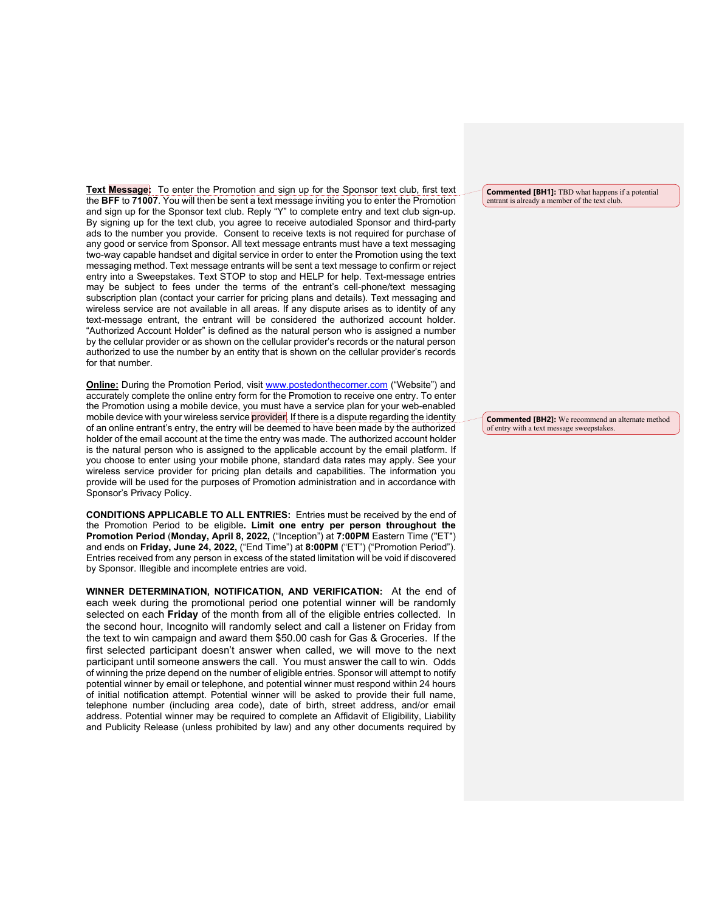**Text Message:** To enter the Promotion and sign up for the Sponsor text club, first text the **BFF** to **71007**. You will then be sent a text message inviting you to enter the Promotion and sign up for the Sponsor text club. Reply "Y" to complete entry and text club sign-up. By signing up for the text club, you agree to receive autodialed Sponsor and third-party ads to the number you provide. Consent to receive texts is not required for purchase of any good or service from Sponsor. All text message entrants must have a text messaging two-way capable handset and digital service in order to enter the Promotion using the text messaging method. Text message entrants will be sent a text message to confirm or reject entry into a Sweepstakes. Text STOP to stop and HELP for help. Text-message entries may be subject to fees under the terms of the entrant's cell-phone/text messaging subscription plan (contact your carrier for pricing plans and details). Text messaging and wireless service are not available in all areas. If any dispute arises as to identity of any text-message entrant, the entrant will be considered the authorized account holder. "Authorized Account Holder" is defined as the natural person who is assigned a number by the cellular provider or as shown on the cellular provider's records or the natural person authorized to use the number by an entity that is shown on the cellular provider's records for that number.

> **Commented [BH1]:** TBD what happens if a potential entrant is already a member of the text club.

**Online:** During the Promotion Period, visit www.postedonthecorner.com ("Website") and accurately complete the online entry form for the Promotion to receive one entry. To enter the Promotion using a mobile device, you must have a service plan for your web-enabled mobile device with your wireless service provider. If there is a dispute regarding the identity of an online entrant's entry, the entry will be deemed to have been made by the authorized holder of the email account at the time the entry was made. The authorized account holder is the natural person who is assigned to the applicable account by the email platform. If you choose to enter using your mobile phone, standard data rates may apply. See your wireless service provider for pricing plan details and capabilities. The information you provide will be used for the purposes of Promotion administration and in accordance with Sponsor's Privacy Policy.

> **Commented [BH2]:** We recommend an alternate method of entry with a text message sweepstakes.

**CONDITIONS APPLICABLE TO ALL ENTRIES:** Entries must be received by the end of the Promotion Period to be eligible**. Limit one entry per person throughout the Promotion Period** (**Monday, April 8, 2022,** ("Inception") at **7:00PM** Eastern Time ("ET") and ends on **Friday, June 24, 2022,** ("End Time") at **8:00PM** ("ET") ("Promotion Period"). Entries received from any person in excess of the stated limitation will be void if discovered by Sponsor. Illegible and incomplete entries are void.

**WINNER DETERMINATION, NOTIFICATION, AND VERIFICATION:** At the end of each week during the promotional period one potential winner will be randomly selected on each **Friday** of the month from all of the eligible entries collected. In the second hour, Incognito will randomly select and call a listener on Friday from the text to win campaign and award them $50.00 cash for Gas & Groceries. If the first selected participant doesn't answer when called, we will move to the next participant until someone answers the call. You must answer the call to win. Odds of winning the prize depend on the number of eligible entries. Sponsor will attempt to notify potential winner by email or telephone, and potential winner must respond within 24 hours of initial notification attempt. Potential winner will be asked to provide their full name, telephone number (including area code), date of birth, street address, and/or email address. Potential winner may be required to complete an Affidavit of Eligibility, Liability and Publicity Release (unless prohibited by law) and any other documents required by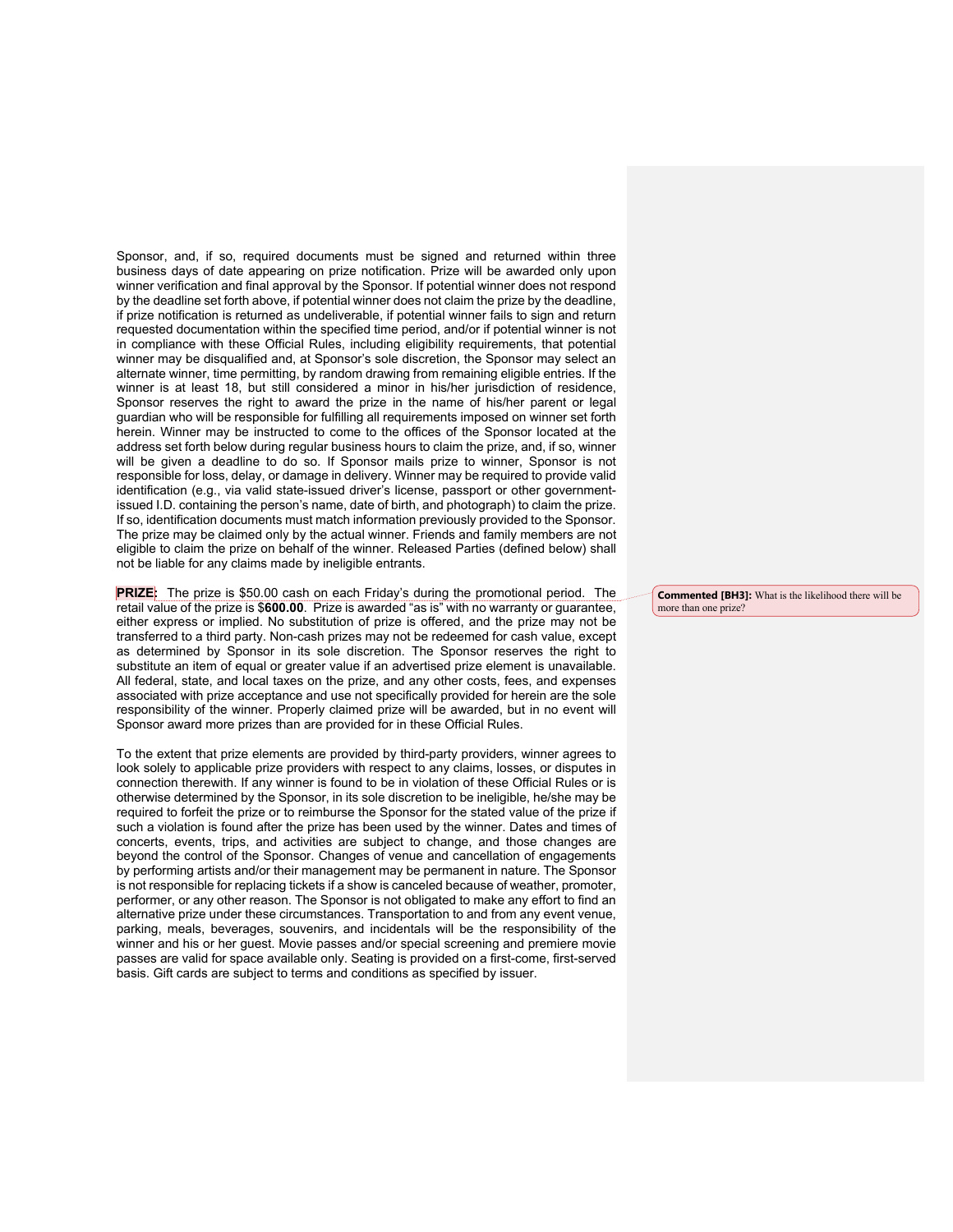Sponsor, and, if so, required documents must be signed and returned within three business days of date appearing on prize notification. Prize will be awarded only upon winner verification and final approval by the Sponsor. If potential winner does not respond by the deadline set forth above, if potential winner does not claim the prize by the deadline, if prize notification is returned as undeliverable, if potential winner fails to sign and return requested documentation within the specified time period, and/or if potential winner is not in compliance with these Official Rules, including eligibility requirements, that potential winner may be disqualified and, at Sponsor's sole discretion, the Sponsor may select an alternate winner, time permitting, by random drawing from remaining eligible entries. If the winner is at least 18, but still considered a minor in his/her jurisdiction of residence, Sponsor reserves the right to award the prize in the name of his/her parent or legal guardian who will be responsible for fulfilling all requirements imposed on winner set forth herein. Winner may be instructed to come to the offices of the Sponsor located at the address set forth below during regular business hours to claim the prize, and, if so, winner will be given a deadline to do so. If Sponsor mails prize to winner, Sponsor is not responsible for loss, delay, or damage in delivery. Winner may be required to provide valid identification (e.g., via valid state-issued driver's license, passport or other government-issued I.D. containing the person's name, date of birth, and photograph) to claim the prize. If so, identification documents must match information previously provided to the Sponsor. The prize may be claimed only by the actual winner. Friends and family members are not eligible to claim the prize on behalf of the winner. Released Parties (defined below) shall not be liable for any claims made by ineligible entrants.

**PRIZE:** The prize is $50.00 cash on each Friday's during the promotional period. The retail value of the prize is $**600.00**. Prize is awarded "as is" with no warranty or guarantee, either express or implied. No substitution of prize is offered, and the prize may not be transferred to a third party. Non-cash prizes may not be redeemed for cash value, except as determined by Sponsor in its sole discretion. The Sponsor reserves the right to substitute an item of equal or greater value if an advertised prize element is unavailable. All federal, state, and local taxes on the prize, and any other costs, fees, and expenses associated with prize acceptance and use not specifically provided for herein are the sole responsibility of the winner. Properly claimed prize will be awarded, but in no event will Sponsor award more prizes than are provided for in these Official Rules.

> **Commented [BH3]:** What is the likelihood there will be more than one prize?

To the extent that prize elements are provided by third-party providers, winner agrees to look solely to applicable prize providers with respect to any claims, losses, or disputes in connection therewith. If any winner is found to be in violation of these Official Rules or is otherwise determined by the Sponsor, in its sole discretion to be ineligible, he/she may be required to forfeit the prize or to reimburse the Sponsor for the stated value of the prize if such a violation is found after the prize has been used by the winner. Dates and times of concerts, events, trips, and activities are subject to change, and those changes are beyond the control of the Sponsor. Changes of venue and cancellation of engagements by performing artists and/or their management may be permanent in nature. The Sponsor is not responsible for replacing tickets if a show is canceled because of weather, promoter, performer, or any other reason. The Sponsor is not obligated to make any effort to find an alternative prize under these circumstances. Transportation to and from any event venue, parking, meals, beverages, souvenirs, and incidentals will be the responsibility of the winner and his or her guest. Movie passes and/or special screening and premiere movie passes are valid for space available only. Seating is provided on a first-come, first-served basis. Gift cards are subject to terms and conditions as specified by issuer.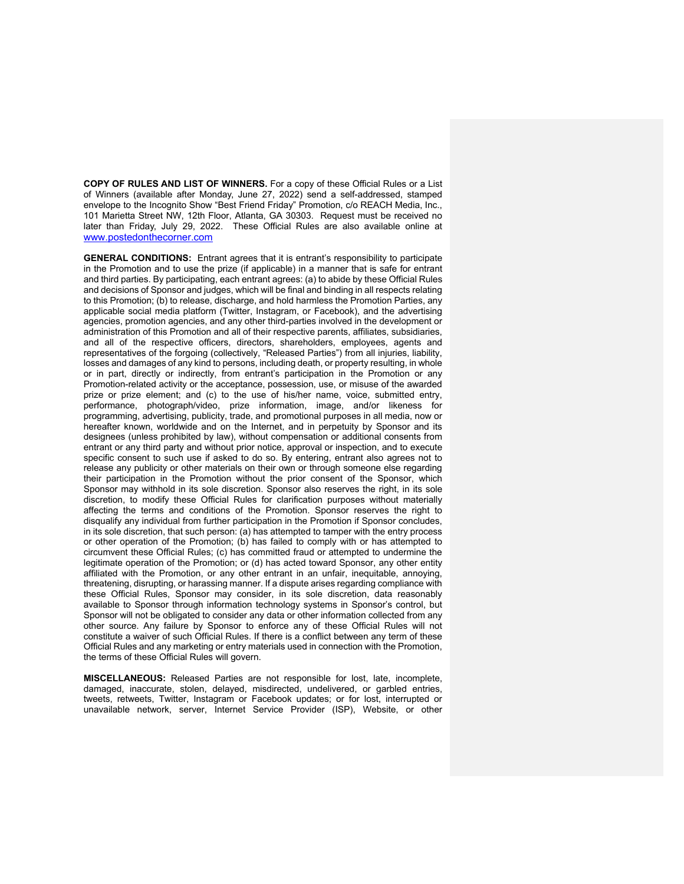**COPY OF RULES AND LIST OF WINNERS.** For a copy of these Official Rules or a List of Winners (available after Monday, June 27, 2022) send a self-addressed, stamped envelope to the Incognito Show "Best Friend Friday" Promotion, c/o REACH Media, Inc., 101 Marietta Street NW, 12th Floor, Atlanta, GA 30303. Request must be received no later than Friday, July 29, 2022. These Official Rules are also available online at [www.postedonthecorner.com](http://www.postedonthecorner.com)

**GENERAL CONDITIONS:** Entrant agrees that it is entrant's responsibility to participate in the Promotion and to use the prize (if applicable) in a manner that is safe for entrant and third parties. By participating, each entrant agrees: (a) to abide by these Official Rules and decisions of Sponsor and judges, which will be final and binding in all respects relating to this Promotion; (b) to release, discharge, and hold harmless the Promotion Parties, any applicable social media platform (Twitter, Instagram, or Facebook), and the advertising agencies, promotion agencies, and any other third-parties involved in the development or administration of this Promotion and all of their respective parents, affiliates, subsidiaries, and all of the respective officers, directors, shareholders, employees, agents and representatives of the forgoing (collectively, "Released Parties") from all injuries, liability, losses and damages of any kind to persons, including death, or property resulting, in whole or in part, directly or indirectly, from entrant's participation in the Promotion or any Promotion-related activity or the acceptance, possession, use, or misuse of the awarded prize or prize element; and (c) to the use of his/her name, voice, submitted entry, performance, photograph/video, prize information, image, and/or likeness for programming, advertising, publicity, trade, and promotional purposes in all media, now or hereafter known, worldwide and on the Internet, and in perpetuity by Sponsor and its designees (unless prohibited by law), without compensation or additional consents from entrant or any third party and without prior notice, approval or inspection, and to execute specific consent to such use if asked to do so. By entering, entrant also agrees not to release any publicity or other materials on their own or through someone else regarding their participation in the Promotion without the prior consent of the Sponsor, which Sponsor may withhold in its sole discretion. Sponsor also reserves the right, in its sole discretion, to modify these Official Rules for clarification purposes without materially affecting the terms and conditions of the Promotion. Sponsor reserves the right to disqualify any individual from further participation in the Promotion if Sponsor concludes, in its sole discretion, that such person: (a) has attempted to tamper with the entry process or other operation of the Promotion; (b) has failed to comply with or has attempted to circumvent these Official Rules; (c) has committed fraud or attempted to undermine the legitimate operation of the Promotion; or (d) has acted toward Sponsor, any other entity affiliated with the Promotion, or any other entrant in an unfair, inequitable, annoying, threatening, disrupting, or harassing manner. If a dispute arises regarding compliance with these Official Rules, Sponsor may consider, in its sole discretion, data reasonably available to Sponsor through information technology systems in Sponsor's control, but Sponsor will not be obligated to consider any data or other information collected from any other source. Any failure by Sponsor to enforce any of these Official Rules will not constitute a waiver of such Official Rules. If there is a conflict between any term of these Official Rules and any marketing or entry materials used in connection with the Promotion, the terms of these Official Rules will govern.

**MISCELLANEOUS:** Released Parties are not responsible for lost, late, incomplete, damaged, inaccurate, stolen, delayed, misdirected, undelivered, or garbled entries, tweets, retweets, Twitter, Instagram or Facebook updates; or for lost, interrupted or unavailable network, server, Internet Service Provider (ISP), Website, or other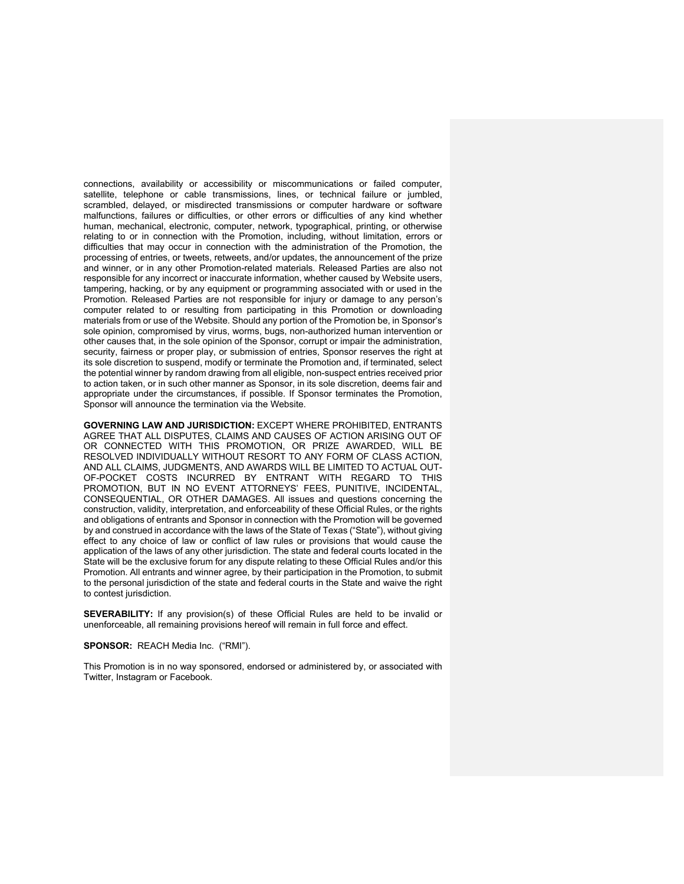connections, availability or accessibility or miscommunications or failed computer, satellite, telephone or cable transmissions, lines, or technical failure or jumbled, scrambled, delayed, or misdirected transmissions or computer hardware or software malfunctions, failures or difficulties, or other errors or difficulties of any kind whether human, mechanical, electronic, computer, network, typographical, printing, or otherwise relating to or in connection with the Promotion, including, without limitation, errors or difficulties that may occur in connection with the administration of the Promotion, the processing of entries, or tweets, retweets, and/or updates, the announcement of the prize and winner, or in any other Promotion-related materials. Released Parties are also not responsible for any incorrect or inaccurate information, whether caused by Website users, tampering, hacking, or by any equipment or programming associated with or used in the Promotion. Released Parties are not responsible for injury or damage to any person's computer related to or resulting from participating in this Promotion or downloading materials from or use of the Website. Should any portion of the Promotion be, in Sponsor's sole opinion, compromised by virus, worms, bugs, non-authorized human intervention or other causes that, in the sole opinion of the Sponsor, corrupt or impair the administration, security, fairness or proper play, or submission of entries, Sponsor reserves the right at its sole discretion to suspend, modify or terminate the Promotion and, if terminated, select the potential winner by random drawing from all eligible, non-suspect entries received prior to action taken, or in such other manner as Sponsor, in its sole discretion, deems fair and appropriate under the circumstances, if possible. If Sponsor terminates the Promotion, Sponsor will announce the termination via the Website.

**GOVERNING LAW AND JURISDICTION:** EXCEPT WHERE PROHIBITED, ENTRANTS AGREE THAT ALL DISPUTES, CLAIMS AND CAUSES OF ACTION ARISING OUT OF OR CONNECTED WITH THIS PROMOTION, OR PRIZE AWARDED, WILL BE RESOLVED INDIVIDUALLY WITHOUT RESORT TO ANY FORM OF CLASS ACTION, AND ALL CLAIMS, JUDGMENTS, AND AWARDS WILL BE LIMITED TO ACTUAL OUT-OF-POCKET COSTS INCURRED BY ENTRANT WITH REGARD TO THIS PROMOTION, BUT IN NO EVENT ATTORNEYS' FEES, PUNITIVE, INCIDENTAL, CONSEQUENTIAL, OR OTHER DAMAGES. All issues and questions concerning the construction, validity, interpretation, and enforceability of these Official Rules, or the rights and obligations of entrants and Sponsor in connection with the Promotion will be governed by and construed in accordance with the laws of the State of Texas ("State"), without giving effect to any choice of law or conflict of law rules or provisions that would cause the application of the laws of any other jurisdiction. The state and federal courts located in the State will be the exclusive forum for any dispute relating to these Official Rules and/or this Promotion. All entrants and winner agree, by their participation in the Promotion, to submit to the personal jurisdiction of the state and federal courts in the State and waive the right to contest jurisdiction.

**SEVERABILITY:** If any provision(s) of these Official Rules are held to be invalid or unenforceable, all remaining provisions hereof will remain in full force and effect.

**SPONSOR:** REACH Media Inc. ("RMI").

This Promotion is in no way sponsored, endorsed or administered by, or associated with Twitter, Instagram or Facebook.